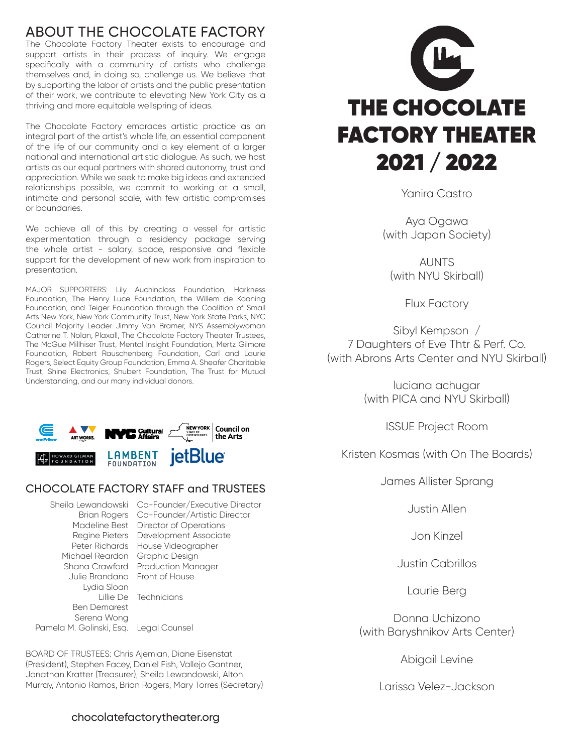## ABOUT THE CHOCOLATE FACTORY

The Chocolate Factory Theater exists to encourage and support artists in their process of inquiry. We engage specifically with a community of artists who challenge themselves and, in doing so, challenge us. We believe that by supporting the labor of artists and the public presentation of their work, we contribute to elevating New York City as a thriving and more equitable wellspring of ideas.

The Chocolate Factory embraces artistic practice as an integral part of the artist's whole life, an essential component of the life of our community and a key element of a larger national and international artistic dialogue. As such, we host artists as our equal partners with shared autonomy, trust and appreciation. While we seek to make big ideas and extended relationships possible, we commit to working at a small, intimate and personal scale, with few artistic compromises or boundaries.

We achieve all of this by creating a vessel for artistic experimentation through a residency package serving the whole artist - salary, space, responsive and flexible support for the development of new work from inspiration to presentation.

MAJOR SUPPORTERS: Lily Auchincloss Foundation, Harkness Foundation, The Henry Luce Foundation, the Willem de Kooning Foundation, and Teiger Foundation through the Coalition of Small Arts New York, New York Community Trust, New York State Parks, NYC Council Majority Leader Jimmy Van Bramer, NYS Assemblywoman Catherine T. Nolan, Plaxall, The Chocolate Factory Theater Trustees, The McGue Millhiser Trust, Mental Insight Foundation, Mertz Gilmore Foundation, Robert Rauschenberg Foundation, Carl and Laurie Rogers, Select Equity Group Foundation, Emma A. Sheafer Charitable Trust, Shine Electronics, Shubert Foundation, The Trust for Mutual Understanding, and our many individual donors.

## CHOCOLATE FACTORY STAFF and TRUSTEES

| | |
|---|---|
| Sheila Lewandowski | Co-Founder/Executive Director |
| Brian Rogers | Co-Founder/Artistic Director |
| Madeline Best | Director of Operations |
| Regine Pieters | Development Associate |
| Peter Richards | House Videographer |
| Michael Reardon | Graphic Design |
| Shana Crawford | Production Manager |
| Julie Brandano | Front of House |
| Lydia Sloan | |
| Lillie De | Technicians |
| Ben Demarest | |
| Serena Wong | |
| Pamela M. Golinski, Esq. | Legal Counsel |

BOARD OF TRUSTEES: Chris Ajemian, Diane Eisenstat (President), Stephen Facey, Daniel Fish, Vallejo Gantner, Jonathan Kratter (Treasurer), Sheila Lewandowski, Alton Murray, Antonio Ramos, Brian Rogers, Mary Torres (Secretary)

chocolatefactorytheater.org

# THE CHOCOLATE FACTORY THEATER 2021 / 2022

Yanira Castro

Aya Ogawa (with Japan Society)

AUNTS (with NYU Skirball)

Flux Factory

Sibyl Kempson / 7 Daughters of Eve Thtr & Perf. Co. (with Abrons Arts Center and NYU Skirball)

luciana achugar (with PICA and NYU Skirball)

ISSUE Project Room

Kristen Kosmas (with On The Boards)

James Allister Sprang

Justin Allen

Jon Kinzel

Justin Cabrillos

Laurie Berg

Donna Uchizono (with Baryshnikov Arts Center)

Abigail Levine

Larissa Velez-Jackson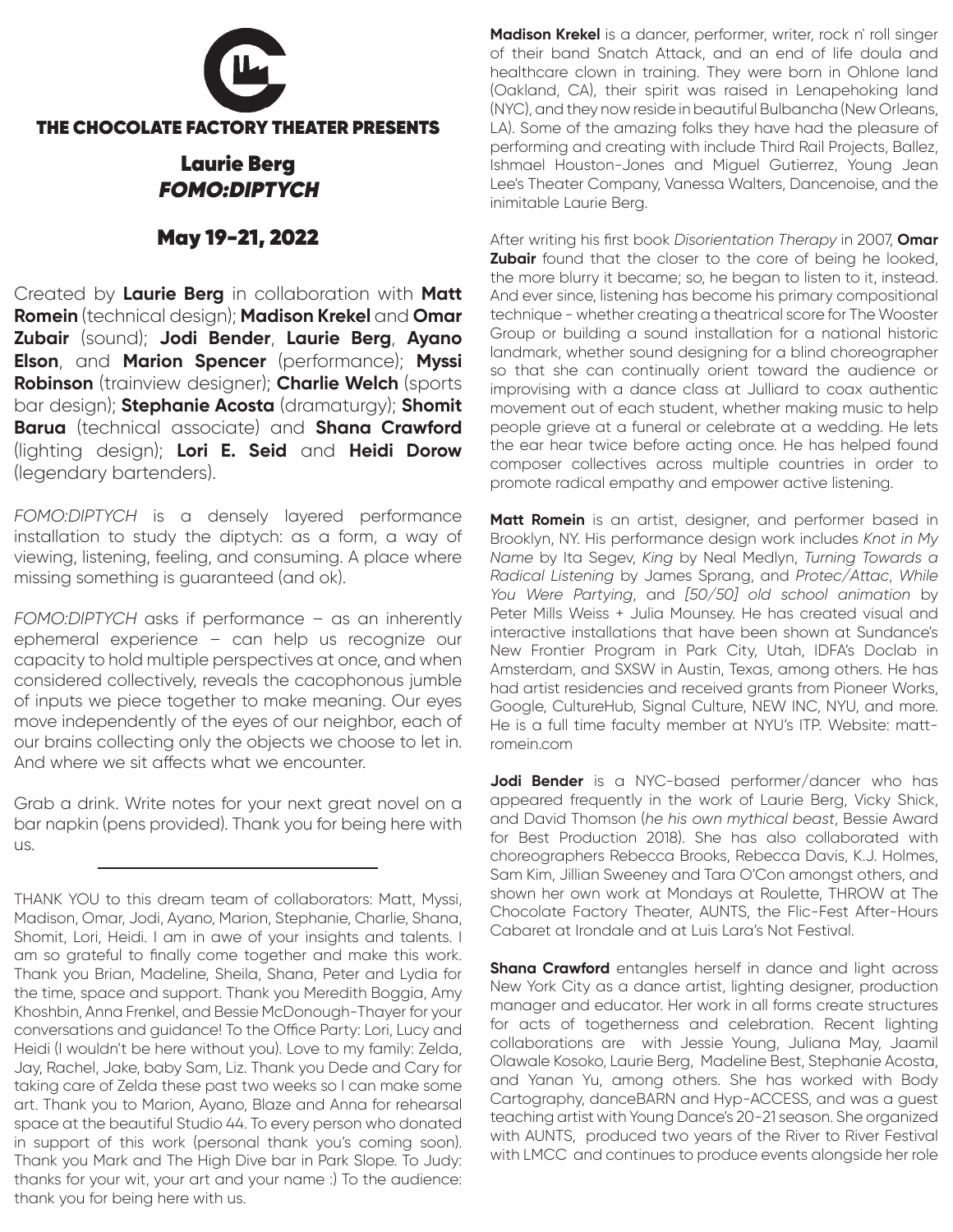# THE CHOCOLATE FACTORY THEATER PRESENTS

## Laurie Berg
## *FOMO:DIPTYCH*

## May 19-21, 2022

Created by **Laurie Berg** in collaboration with **Matt Romein** (technical design); **Madison Krekel** and **Omar Zubair** (sound); **Jodi Bender**, **Laurie Berg**, **Ayano Elson**, and **Marion Spencer** (performance); **Myssi Robinson** (trainview designer); **Charlie Welch** (sports bar design); **Stephanie Acosta** (dramaturgy); **Shomit Barua** (technical associate) and **Shana Crawford** (lighting design); **Lori E. Seid** and **Heidi Dorow** (legendary bartenders).

*FOMO:DIPTYCH* is a densely layered performance installation to study the diptych: as a form, a way of viewing, listening, feeling, and consuming. A place where missing something is guaranteed (and ok).

*FOMO:DIPTYCH* asks if performance – as an inherently ephemeral experience – can help us recognize our capacity to hold multiple perspectives at once, and when considered collectively, reveals the cacophonous jumble of inputs we piece together to make meaning. Our eyes move independently of the eyes of our neighbor, each of our brains collecting only the objects we choose to let in. And where we sit affects what we encounter.

Grab a drink. Write notes for your next great novel on a bar napkin (pens provided). Thank you for being here with us.

---

THANK YOU to this dream team of collaborators: Matt, Myssi, Madison, Omar, Jodi, Ayano, Marion, Stephanie, Charlie, Shana, Shomit, Lori, Heidi. I am in awe of your insights and talents. I am so grateful to finally come together and make this work. Thank you Brian, Madeline, Sheila, Shana, Peter and Lydia for the time, space and support. Thank you Meredith Boggia, Amy Khoshbin, Anna Frenkel, and Bessie McDonough-Thayer for your conversations and guidance! To the Office Party: Lori, Lucy and Heidi (I wouldn't be here without you). Love to my family: Zelda, Jay, Rachel, Jake, baby Sam, Liz. Thank you Dede and Cary for taking care of Zelda these past two weeks so I can make some art. Thank you to Marion, Ayano, Blaze and Anna for rehearsal space at the beautiful Studio 44. To every person who donated in support of this work (personal thank you's coming soon). Thank you Mark and The High Dive bar in Park Slope. To Judy: thanks for your wit, your art and your name :) To the audience: thank you for being here with us.

**Madison Krekel** is a dancer, performer, writer, rock n' roll singer of their band Snatch Attack, and an end of life doula and healthcare clown in training. They were born in Ohlone land (Oakland, CA), their spirit was raised in Lenapehoking land (NYC), and they now reside in beautiful Bulbancha (New Orleans, LA). Some of the amazing folks they have had the pleasure of performing and creating with include Third Rail Projects, Ballez, Ishmael Houston-Jones and Miguel Gutierrez, Young Jean Lee's Theater Company, Vanessa Walters, Dancenoise, and the inimitable Laurie Berg.

After writing his first book *Disorientation Therapy* in 2007, **Omar Zubair** found that the closer to the core of being he looked, the more blurry it became; so, he began to listen to it, instead. And ever since, listening has become his primary compositional technique - whether creating a theatrical score for The Wooster Group or building a sound installation for a national historic landmark, whether sound designing for a blind choreographer so that she can continually orient toward the audience or improvising with a dance class at Julliard to coax authentic movement out of each student, whether making music to help people grieve at a funeral or celebrate at a wedding. He lets the ear hear twice before acting once. He has helped found composer collectives across multiple countries in order to promote radical empathy and empower active listening.

**Matt Romein** is an artist, designer, and performer based in Brooklyn, NY. His performance design work includes *Knot in My Name* by Ita Segev, *King* by Neal Medlyn, *Turning Towards a Radical Listening* by James Sprang, and *Protec/Attac*, *While You Were Partying*, and *[50/50] old school animation* by Peter Mills Weiss + Julia Mounsey. He has created visual and interactive installations that have been shown at Sundance's New Frontier Program in Park City, Utah, IDFA's Doclab in Amsterdam, and SXSW in Austin, Texas, among others. He has had artist residencies and received grants from Pioneer Works, Google, CultureHub, Signal Culture, NEW INC, NYU, and more. He is a full time faculty member at NYU's ITP. Website: matt-romein.com

**Jodi Bender** is a NYC-based performer/dancer who has appeared frequently in the work of Laurie Berg, Vicky Shick, and David Thomson (*he his own mythical beast*, Bessie Award for Best Production 2018). She has also collaborated with choreographers Rebecca Brooks, Rebecca Davis, K.J. Holmes, Sam Kim, Jillian Sweeney and Tara O'Con amongst others, and shown her own work at Mondays at Roulette, THROW at The Chocolate Factory Theater, AUNTS, the Flic-Fest After-Hours Cabaret at Irondale and at Luis Lara's Not Festival.

**Shana Crawford** entangles herself in dance and light across New York City as a dance artist, lighting designer, production manager and educator. Her work in all forms create structures for acts of togetherness and celebration. Recent lighting collaborations are with Jessie Young, Juliana May, Jaamil Olawale Kosoko, Laurie Berg, Madeline Best, Stephanie Acosta, and Yanan Yu, among others. She has worked with Body Cartography, danceBARN and Hyp-ACCESS, and was a guest teaching artist with Young Dance's 20-21 season. She organized with AUNTS, produced two years of the River to River Festival with LMCC and continues to produce events alongside her role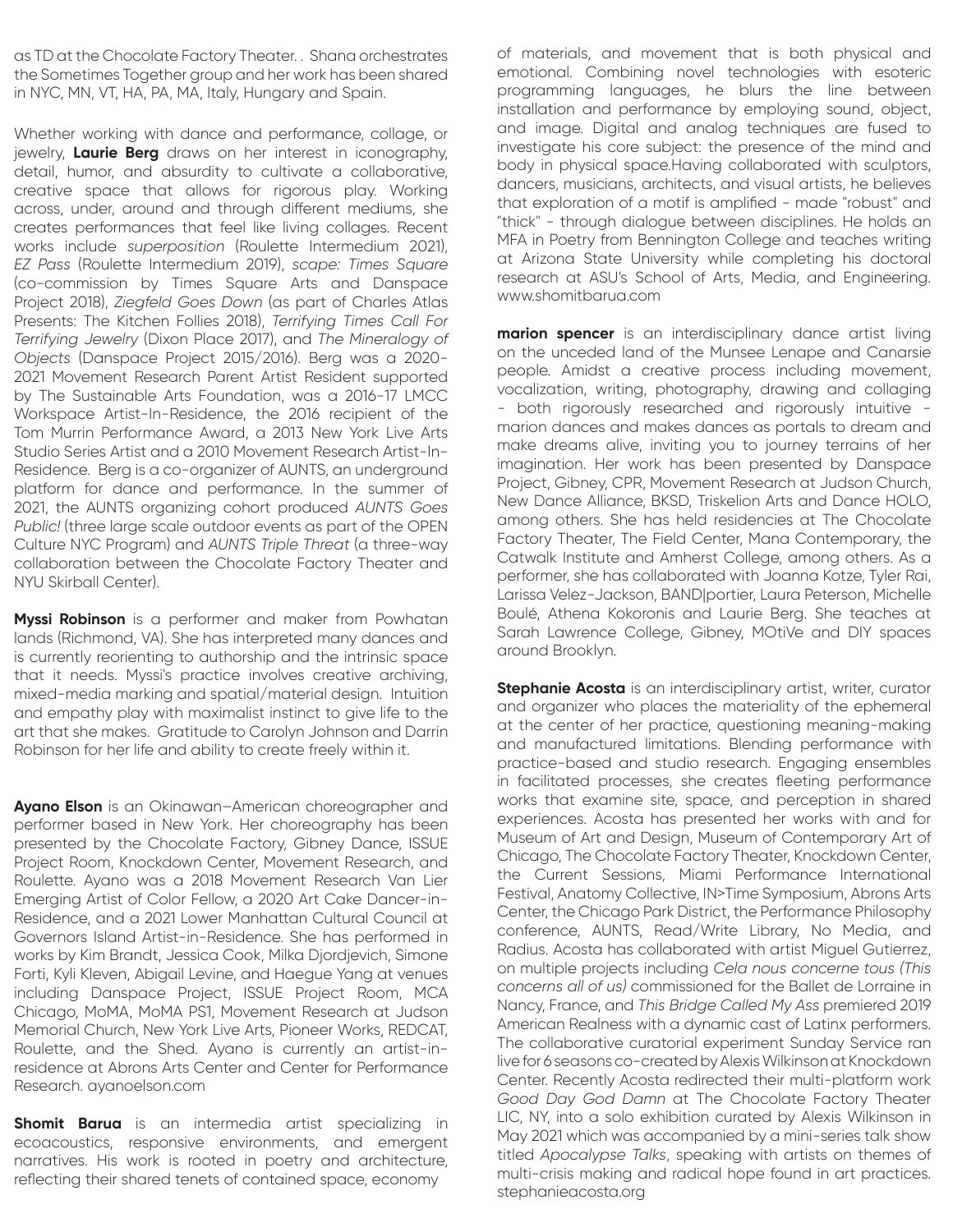as TD at the Chocolate Factory Theater. . Shana orchestrates the Sometimes Together group and her work has been shared in NYC, MN, VT, HA, PA, MA, Italy, Hungary and Spain.

Whether working with dance and performance, collage, or jewelry, **Laurie Berg** draws on her interest in iconography, detail, humor, and absurdity to cultivate a collaborative, creative space that allows for rigorous play. Working across, under, around and through different mediums, she creates performances that feel like living collages. Recent works include *superposition* (Roulette Intermedium 2021), *EZ Pass* (Roulette Intermedium 2019), *scape: Times Square* (co-commission by Times Square Arts and Danspace Project 2018), *Ziegfeld Goes Down* (as part of Charles Atlas Presents: The Kitchen Follies 2018), *Terrifying Times Call For Terrifying Jewelry* (Dixon Place 2017), and *The Mineralogy of Objects* (Danspace Project 2015/2016). Berg was a 2020-2021 Movement Research Parent Artist Resident supported by The Sustainable Arts Foundation, was a 2016-17 LMCC Workspace Artist-In-Residence, the 2016 recipient of the Tom Murrin Performance Award, a 2013 New York Live Arts Studio Series Artist and a 2010 Movement Research Artist-In-Residence. Berg is a co-organizer of AUNTS, an underground platform for dance and performance. In the summer of 2021, the AUNTS organizing cohort produced *AUNTS Goes Public!* (three large scale outdoor events as part of the OPEN Culture NYC Program) and *AUNTS Triple Threat* (a three-way collaboration between the Chocolate Factory Theater and NYU Skirball Center).

**Myssi Robinson** is a performer and maker from Powhatan lands (Richmond, VA). She has interpreted many dances and is currently reorienting to authorship and the intrinsic space that it needs. Myssi's practice involves creative archiving, mixed-media marking and spatial/material design. Intuition and empathy play with maximalist instinct to give life to the art that she makes. Gratitude to Carolyn Johnson and Darrin Robinson for her life and ability to create freely within it.

**Ayano Elson** is an Okinawan–American choreographer and performer based in New York. Her choreography has been presented by the Chocolate Factory, Gibney Dance, ISSUE Project Room, Knockdown Center, Movement Research, and Roulette. Ayano was a 2018 Movement Research Van Lier Emerging Artist of Color Fellow, a 2020 Art Cake Dancer-in-Residence, and a 2021 Lower Manhattan Cultural Council at Governors Island Artist-in-Residence. She has performed in works by Kim Brandt, Jessica Cook, Milka Djordjevich, Simone Forti, Kyli Kleven, Abigail Levine, and Haegue Yang at venues including Danspace Project, ISSUE Project Room, MCA Chicago, MoMA, MoMA PS1, Movement Research at Judson Memorial Church, New York Live Arts, Pioneer Works, REDCAT, Roulette, and the Shed. Ayano is currently an artist-in-residence at Abrons Arts Center and Center for Performance Research. ayanoelson.com

**Shomit Barua** is an intermedia artist specializing in ecoacoustics, responsive environments, and emergent narratives. His work is rooted in poetry and architecture, reflecting their shared tenets of contained space, economy of materials, and movement that is both physical and emotional. Combining novel technologies with esoteric programming languages, he blurs the line between installation and performance by employing sound, object, and image. Digital and analog techniques are fused to investigate his core subject: the presence of the mind and body in physical space.Having collaborated with sculptors, dancers, musicians, architects, and visual artists, he believes that exploration of a motif is amplified - made "robust" and "thick" - through dialogue between disciplines. He holds an MFA in Poetry from Bennington College and teaches writing at Arizona State University while completing his doctoral research at ASU's School of Arts, Media, and Engineering. www.shomitbarua.com

**marion spencer** is an interdisciplinary dance artist living on the unceded land of the Munsee Lenape and Canarsie people. Amidst a creative process including movement, vocalization, writing, photography, drawing and collaging - both rigorously researched and rigorously intuitive - marion dances and makes dances as portals to dream and make dreams alive, inviting you to journey terrains of her imagination. Her work has been presented by Danspace Project, Gibney, CPR, Movement Research at Judson Church, New Dance Alliance, BKSD, Triskelion Arts and Dance HOLO, among others. She has held residencies at The Chocolate Factory Theater, The Field Center, Mana Contemporary, the Catwalk Institute and Amherst College, among others. As a performer, she has collaborated with Joanna Kotze, Tyler Rai, Larissa Velez-Jackson, BAND|portier, Laura Peterson, Michelle Boulé, Athena Kokoronis and Laurie Berg. She teaches at Sarah Lawrence College, Gibney, MOtiVe and DIY spaces around Brooklyn.

**Stephanie Acosta** is an interdisciplinary artist, writer, curator and organizer who places the materiality of the ephemeral at the center of her practice, questioning meaning-making and manufactured limitations. Blending performance with practice-based and studio research. Engaging ensembles in facilitated processes, she creates fleeting performance works that examine site, space, and perception in shared experiences. Acosta has presented her works with and for Museum of Art and Design, Museum of Contemporary Art of Chicago, The Chocolate Factory Theater, Knockdown Center, the Current Sessions, Miami Performance International Festival, Anatomy Collective, IN>Time Symposium, Abrons Arts Center, the Chicago Park District, the Performance Philosophy conference, AUNTS, Read/Write Library, No Media, and Radius. Acosta has collaborated with artist Miguel Gutierrez, on multiple projects including *Cela nous concerne tous (This concerns all of us)* commissioned for the Ballet de Lorraine in Nancy, France, and *This Bridge Called My Ass* premiered 2019 American Realness with a dynamic cast of Latinx performers. The collaborative curatorial experiment Sunday Service ran live for 6 seasons co-created by Alexis Wilkinson at Knockdown Center. Recently Acosta redirected their multi-platform work *Good Day God Damn* at The Chocolate Factory Theater LIC, NY, into a solo exhibition curated by Alexis Wilkinson in May 2021 which was accompanied by a mini-series talk show titled *Apocalypse Talks*, speaking with artists on themes of multi-crisis making and radical hope found in art practices. stephanieacosta.org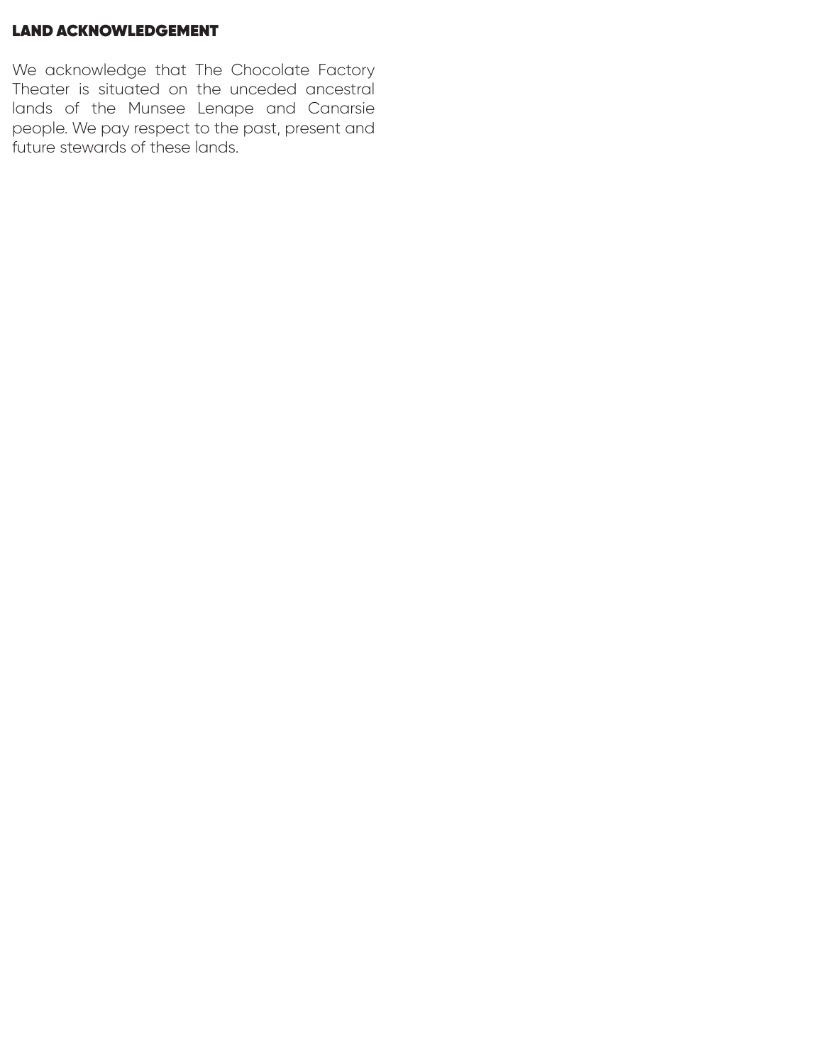## LAND ACKNOWLEDGEMENT

We acknowledge that The Chocolate Factory Theater is situated on the unceded ancestral lands of the Munsee Lenape and Canarsie people. We pay respect to the past, present and future stewards of these lands.